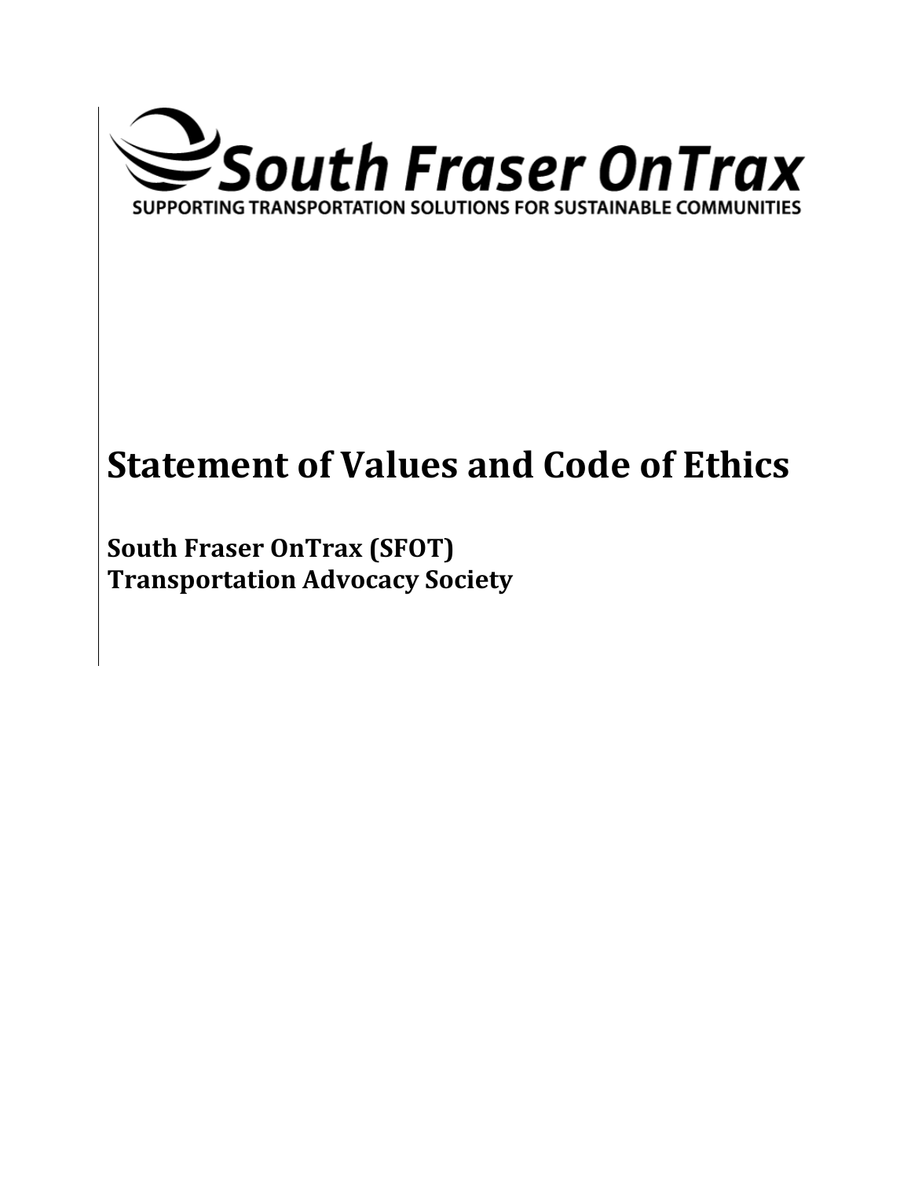South Fraser OnTrax

SUPPORTING TRANSPORTATION SOLUTIONS FOR SUSTAINABLE COMMUNITIES

# Statement of Values and Code of Ethics

**South Fraser OnTrax (SFOT)**
**Transportation Advocacy Society**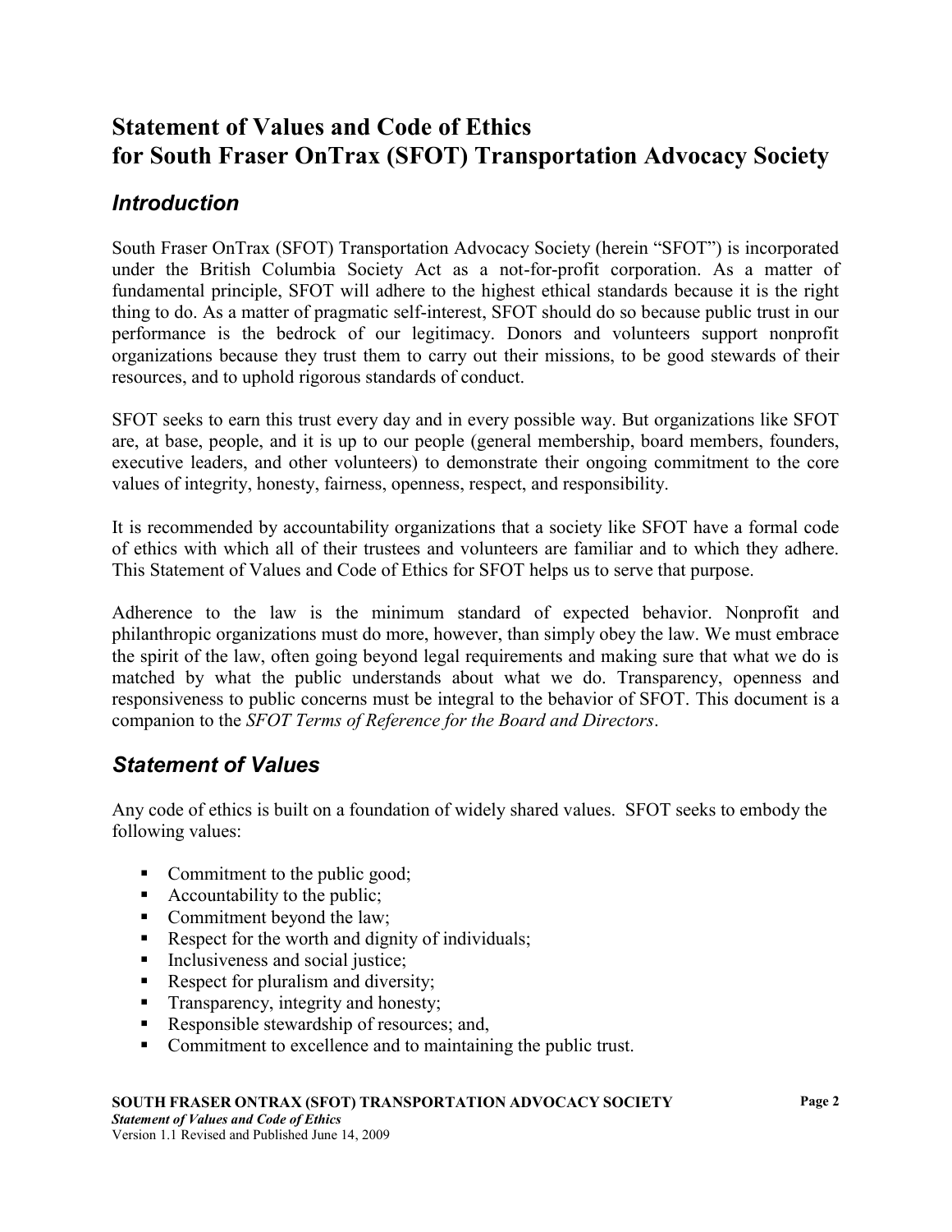# Statement of Values and Code of Ethics for South Fraser OnTrax (SFOT) Transportation Advocacy Society

## *Introduction*

South Fraser OnTrax (SFOT) Transportation Advocacy Society (herein "SFOT") is incorporated under the British Columbia Society Act as a not-for-profit corporation. As a matter of fundamental principle, SFOT will adhere to the highest ethical standards because it is the right thing to do. As a matter of pragmatic self-interest, SFOT should do so because public trust in our performance is the bedrock of our legitimacy. Donors and volunteers support nonprofit organizations because they trust them to carry out their missions, to be good stewards of their resources, and to uphold rigorous standards of conduct.

SFOT seeks to earn this trust every day and in every possible way. But organizations like SFOT are, at base, people, and it is up to our people (general membership, board members, founders, executive leaders, and other volunteers) to demonstrate their ongoing commitment to the core values of integrity, honesty, fairness, openness, respect, and responsibility.

It is recommended by accountability organizations that a society like SFOT have a formal code of ethics with which all of their trustees and volunteers are familiar and to which they adhere. This Statement of Values and Code of Ethics for SFOT helps us to serve that purpose.

Adherence to the law is the minimum standard of expected behavior. Nonprofit and philanthropic organizations must do more, however, than simply obey the law. We must embrace the spirit of the law, often going beyond legal requirements and making sure that what we do is matched by what the public understands about what we do. Transparency, openness and responsiveness to public concerns must be integral to the behavior of SFOT. This document is a companion to the *SFOT Terms of Reference for the Board and Directors*.

## *Statement of Values*

Any code of ethics is built on a foundation of widely shared values. SFOT seeks to embody the following values:

- Commitment to the public good;
- Accountability to the public;
- Commitment beyond the law;
- Respect for the worth and dignity of individuals;
- Inclusiveness and social justice;
- Respect for pluralism and diversity;
- Transparency, integrity and honesty;
- Responsible stewardship of resources; and,
- Commitment to excellence and to maintaining the public trust.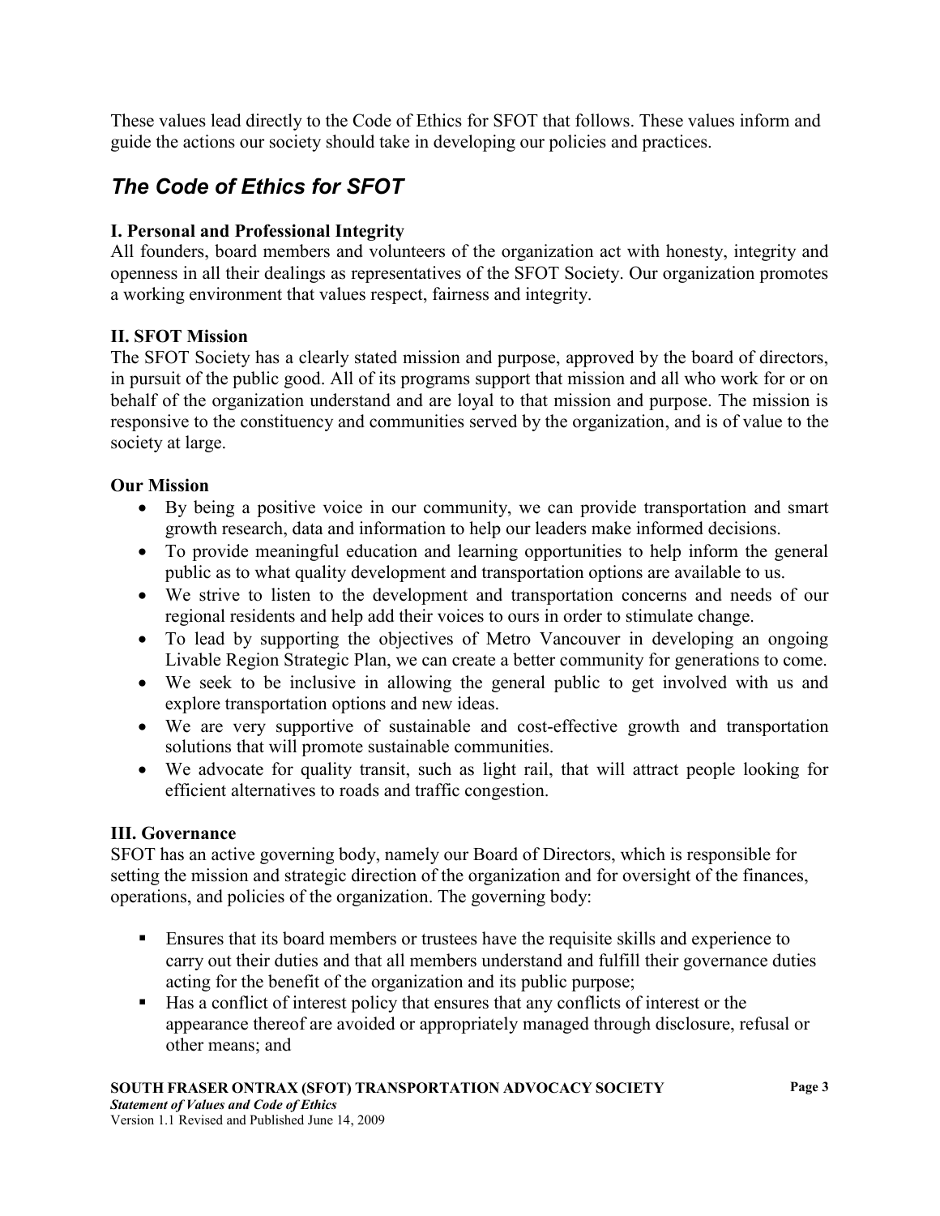These values lead directly to the Code of Ethics for SFOT that follows. These values inform and guide the actions our society should take in developing our policies and practices.

## *The Code of Ethics for SFOT*

**I. Personal and Professional Integrity**

All founders, board members and volunteers of the organization act with honesty, integrity and openness in all their dealings as representatives of the SFOT Society. Our organization promotes a working environment that values respect, fairness and integrity.

**II. SFOT Mission**

The SFOT Society has a clearly stated mission and purpose, approved by the board of directors, in pursuit of the public good. All of its programs support that mission and all who work for or on behalf of the organization understand and are loyal to that mission and purpose. The mission is responsive to the constituency and communities served by the organization, and is of value to the society at large.

**Our Mission**

- By being a positive voice in our community, we can provide transportation and smart growth research, data and information to help our leaders make informed decisions.
- To provide meaningful education and learning opportunities to help inform the general public as to what quality development and transportation options are available to us.
- We strive to listen to the development and transportation concerns and needs of our regional residents and help add their voices to ours in order to stimulate change.
- To lead by supporting the objectives of Metro Vancouver in developing an ongoing Livable Region Strategic Plan, we can create a better community for generations to come.
- We seek to be inclusive in allowing the general public to get involved with us and explore transportation options and new ideas.
- We are very supportive of sustainable and cost-effective growth and transportation solutions that will promote sustainable communities.
- We advocate for quality transit, such as light rail, that will attract people looking for efficient alternatives to roads and traffic congestion.

**III. Governance**

SFOT has an active governing body, namely our Board of Directors, which is responsible for setting the mission and strategic direction of the organization and for oversight of the finances, operations, and policies of the organization. The governing body:

- Ensures that its board members or trustees have the requisite skills and experience to carry out their duties and that all members understand and fulfill their governance duties acting for the benefit of the organization and its public purpose;
- Has a conflict of interest policy that ensures that any conflicts of interest or the appearance thereof are avoided or appropriately managed through disclosure, refusal or other means; and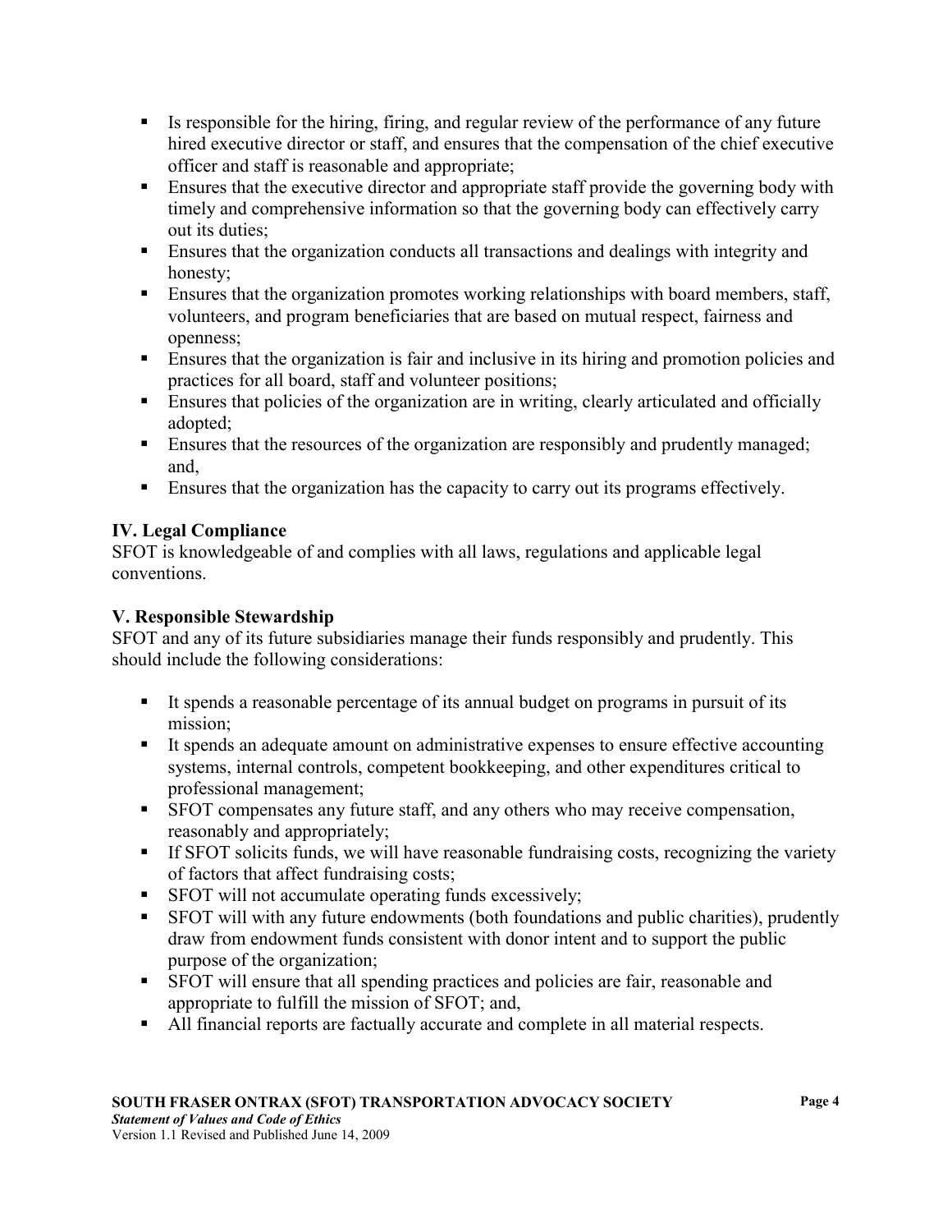- Is responsible for the hiring, firing, and regular review of the performance of any future hired executive director or staff, and ensures that the compensation of the chief executive officer and staff is reasonable and appropriate;
- Ensures that the executive director and appropriate staff provide the governing body with timely and comprehensive information so that the governing body can effectively carry out its duties;
- Ensures that the organization conducts all transactions and dealings with integrity and honesty;
- Ensures that the organization promotes working relationships with board members, staff, volunteers, and program beneficiaries that are based on mutual respect, fairness and openness;
- Ensures that the organization is fair and inclusive in its hiring and promotion policies and practices for all board, staff and volunteer positions;
- Ensures that policies of the organization are in writing, clearly articulated and officially adopted;
- Ensures that the resources of the organization are responsibly and prudently managed; and,
- Ensures that the organization has the capacity to carry out its programs effectively.

**IV. Legal Compliance**

SFOT is knowledgeable of and complies with all laws, regulations and applicable legal conventions.

**V. Responsible Stewardship**

SFOT and any of its future subsidiaries manage their funds responsibly and prudently. This should include the following considerations:

- It spends a reasonable percentage of its annual budget on programs in pursuit of its mission;
- It spends an adequate amount on administrative expenses to ensure effective accounting systems, internal controls, competent bookkeeping, and other expenditures critical to professional management;
- SFOT compensates any future staff, and any others who may receive compensation, reasonably and appropriately;
- If SFOT solicits funds, we will have reasonable fundraising costs, recognizing the variety of factors that affect fundraising costs;
- SFOT will not accumulate operating funds excessively;
- SFOT will with any future endowments (both foundations and public charities), prudently draw from endowment funds consistent with donor intent and to support the public purpose of the organization;
- SFOT will ensure that all spending practices and policies are fair, reasonable and appropriate to fulfill the mission of SFOT; and,
- All financial reports are factually accurate and complete in all material respects.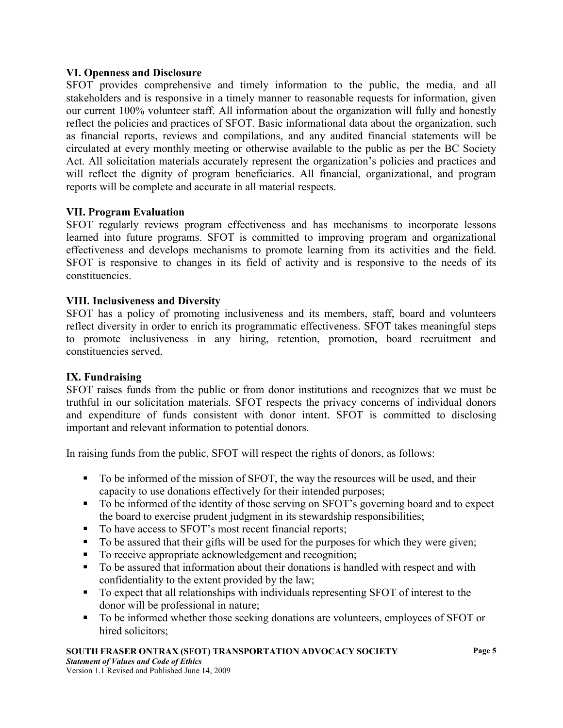### VI. Openness and Disclosure

SFOT provides comprehensive and timely information to the public, the media, and all stakeholders and is responsive in a timely manner to reasonable requests for information, given our current 100% volunteer staff. All information about the organization will fully and honestly reflect the policies and practices of SFOT. Basic informational data about the organization, such as financial reports, reviews and compilations, and any audited financial statements will be circulated at every monthly meeting or otherwise available to the public as per the BC Society Act. All solicitation materials accurately represent the organization's policies and practices and will reflect the dignity of program beneficiaries. All financial, organizational, and program reports will be complete and accurate in all material respects.

### VII. Program Evaluation

SFOT regularly reviews program effectiveness and has mechanisms to incorporate lessons learned into future programs. SFOT is committed to improving program and organizational effectiveness and develops mechanisms to promote learning from its activities and the field. SFOT is responsive to changes in its field of activity and is responsive to the needs of its constituencies.

### VIII. Inclusiveness and Diversity

SFOT has a policy of promoting inclusiveness and its members, staff, board and volunteers reflect diversity in order to enrich its programmatic effectiveness. SFOT takes meaningful steps to promote inclusiveness in any hiring, retention, promotion, board recruitment and constituencies served.

### IX. Fundraising

SFOT raises funds from the public or from donor institutions and recognizes that we must be truthful in our solicitation materials. SFOT respects the privacy concerns of individual donors and expenditure of funds consistent with donor intent. SFOT is committed to disclosing important and relevant information to potential donors.

In raising funds from the public, SFOT will respect the rights of donors, as follows:

- To be informed of the mission of SFOT, the way the resources will be used, and their capacity to use donations effectively for their intended purposes;
- To be informed of the identity of those serving on SFOT's governing board and to expect the board to exercise prudent judgment in its stewardship responsibilities;
- To have access to SFOT's most recent financial reports;
- To be assured that their gifts will be used for the purposes for which they were given;
- To receive appropriate acknowledgement and recognition;
- To be assured that information about their donations is handled with respect and with confidentiality to the extent provided by the law;
- To expect that all relationships with individuals representing SFOT of interest to the donor will be professional in nature;
- To be informed whether those seeking donations are volunteers, employees of SFOT or hired solicitors;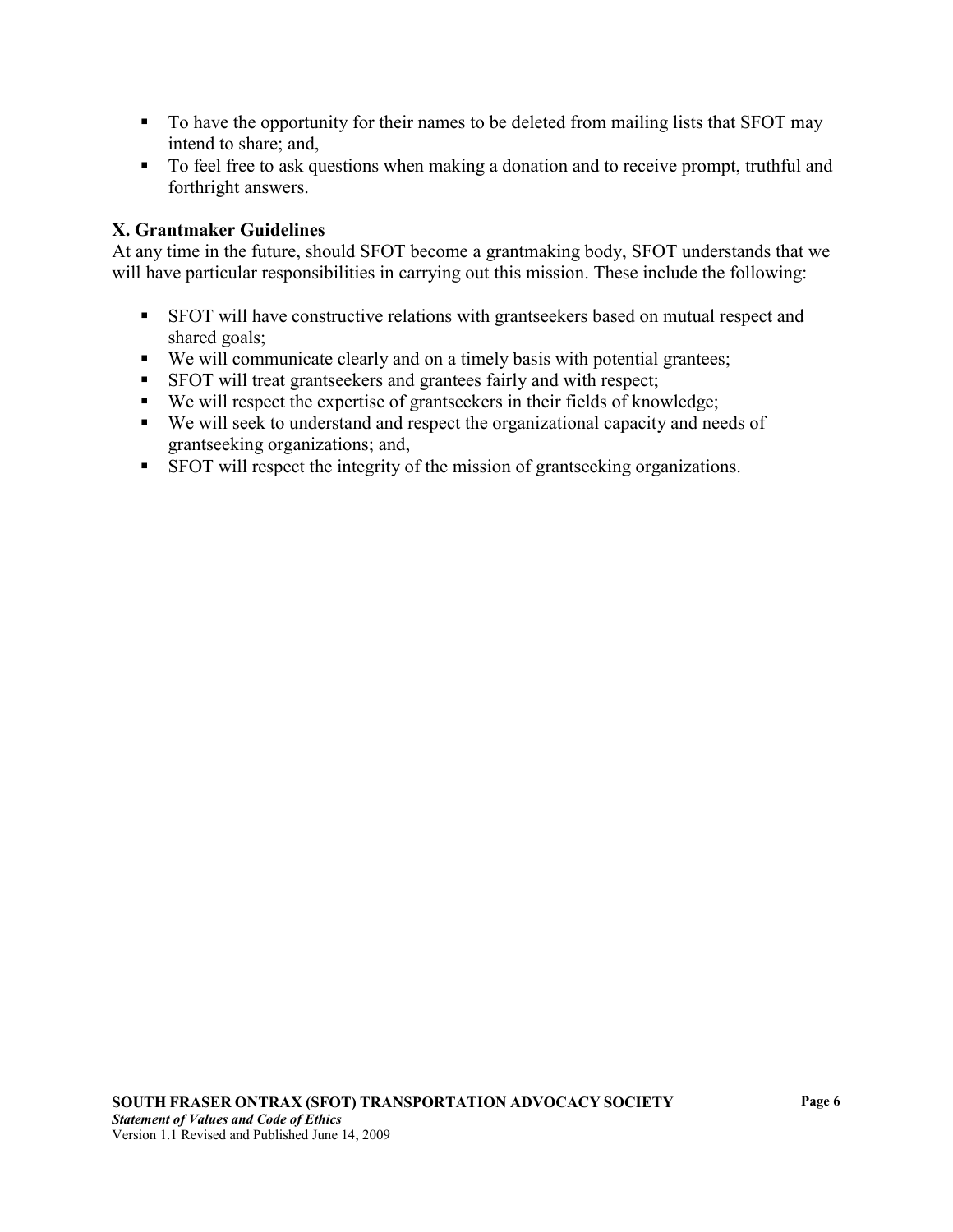- To have the opportunity for their names to be deleted from mailing lists that SFOT may intend to share; and,
- To feel free to ask questions when making a donation and to receive prompt, truthful and forthright answers.

## X. Grantmaker Guidelines

At any time in the future, should SFOT become a grantmaking body, SFOT understands that we will have particular responsibilities in carrying out this mission. These include the following:

- SFOT will have constructive relations with grantseekers based on mutual respect and shared goals;
- We will communicate clearly and on a timely basis with potential grantees;
- SFOT will treat grantseekers and grantees fairly and with respect;
- We will respect the expertise of grantseekers in their fields of knowledge;
- We will seek to understand and respect the organizational capacity and needs of grantseeking organizations; and,
- SFOT will respect the integrity of the mission of grantseeking organizations.